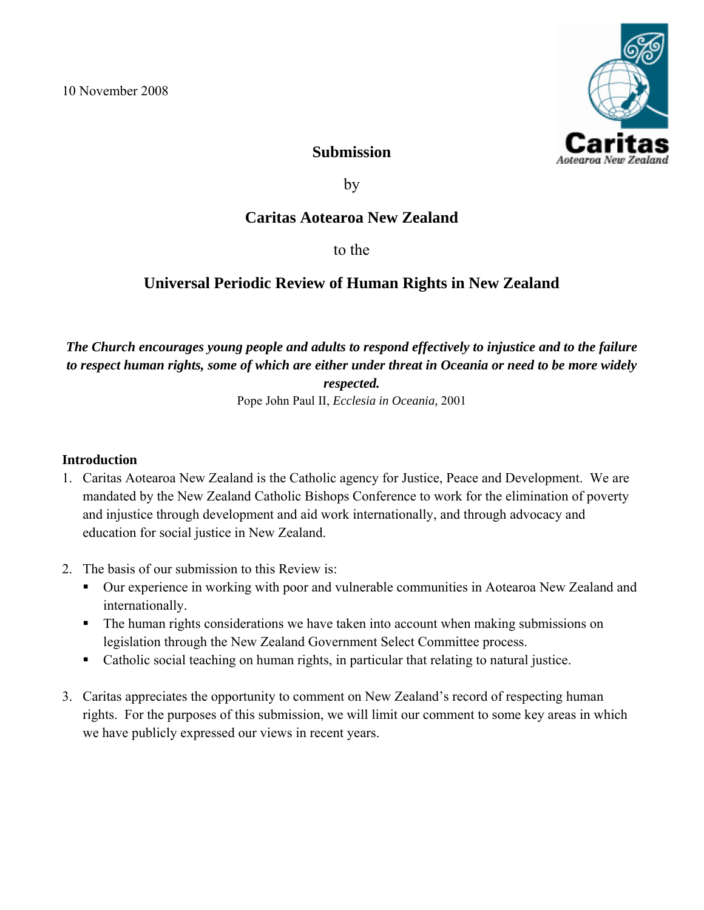10 November 2008

**Submission**

by

**Caritas Aotearoa New Zealand**

to the

# Universal Periodic Review of Human Rights in New Zealand

***The Church encourages young people and adults to respond effectively to injustice and to the failure to respect human rights, some of which are either under threat in Oceania or need to be more widely respected.***

Pope John Paul II, *Ecclesia in Oceania,* 2001

## Introduction

1. Caritas Aotearoa New Zealand is the Catholic agency for Justice, Peace and Development. We are mandated by the New Zealand Catholic Bishops Conference to work for the elimination of poverty and injustice through development and aid work internationally, and through advocacy and education for social justice in New Zealand.

2. The basis of our submission to this Review is:
   - Our experience in working with poor and vulnerable communities in Aotearoa New Zealand and internationally.
   - The human rights considerations we have taken into account when making submissions on legislation through the New Zealand Government Select Committee process.
   - Catholic social teaching on human rights, in particular that relating to natural justice.

3. Caritas appreciates the opportunity to comment on New Zealand's record of respecting human rights. For the purposes of this submission, we will limit our comment to some key areas in which we have publicly expressed our views in recent years.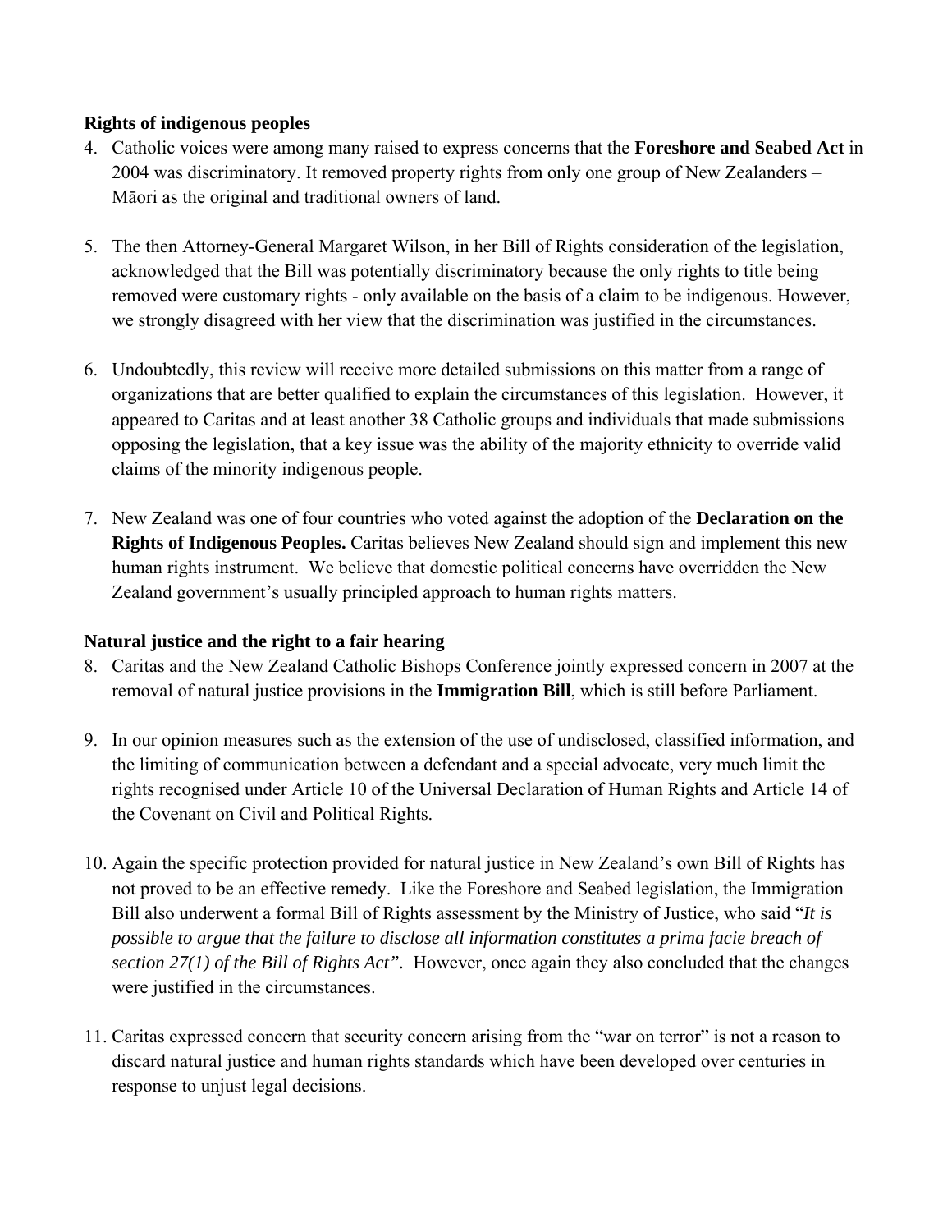**Rights of indigenous peoples**

4. Catholic voices were among many raised to express concerns that the **Foreshore and Seabed Act** in 2004 was discriminatory. It removed property rights from only one group of New Zealanders – Māori as the original and traditional owners of land.

5. The then Attorney-General Margaret Wilson, in her Bill of Rights consideration of the legislation, acknowledged that the Bill was potentially discriminatory because the only rights to title being removed were customary rights - only available on the basis of a claim to be indigenous. However, we strongly disagreed with her view that the discrimination was justified in the circumstances.

6. Undoubtedly, this review will receive more detailed submissions on this matter from a range of organizations that are better qualified to explain the circumstances of this legislation. However, it appeared to Caritas and at least another 38 Catholic groups and individuals that made submissions opposing the legislation, that a key issue was the ability of the majority ethnicity to override valid claims of the minority indigenous people.

7. New Zealand was one of four countries who voted against the adoption of the **Declaration on the Rights of Indigenous Peoples.** Caritas believes New Zealand should sign and implement this new human rights instrument. We believe that domestic political concerns have overridden the New Zealand government's usually principled approach to human rights matters.

**Natural justice and the right to a fair hearing**

8. Caritas and the New Zealand Catholic Bishops Conference jointly expressed concern in 2007 at the removal of natural justice provisions in the **Immigration Bill**, which is still before Parliament.

9. In our opinion measures such as the extension of the use of undisclosed, classified information, and the limiting of communication between a defendant and a special advocate, very much limit the rights recognised under Article 10 of the Universal Declaration of Human Rights and Article 14 of the Covenant on Civil and Political Rights.

10. Again the specific protection provided for natural justice in New Zealand's own Bill of Rights has not proved to be an effective remedy. Like the Foreshore and Seabed legislation, the Immigration Bill also underwent a formal Bill of Rights assessment by the Ministry of Justice, who said "*It is possible to argue that the failure to disclose all information constitutes a prima facie breach of section 27(1) of the Bill of Rights Act".* However, once again they also concluded that the changes were justified in the circumstances.

11. Caritas expressed concern that security concern arising from the "war on terror" is not a reason to discard natural justice and human rights standards which have been developed over centuries in response to unjust legal decisions.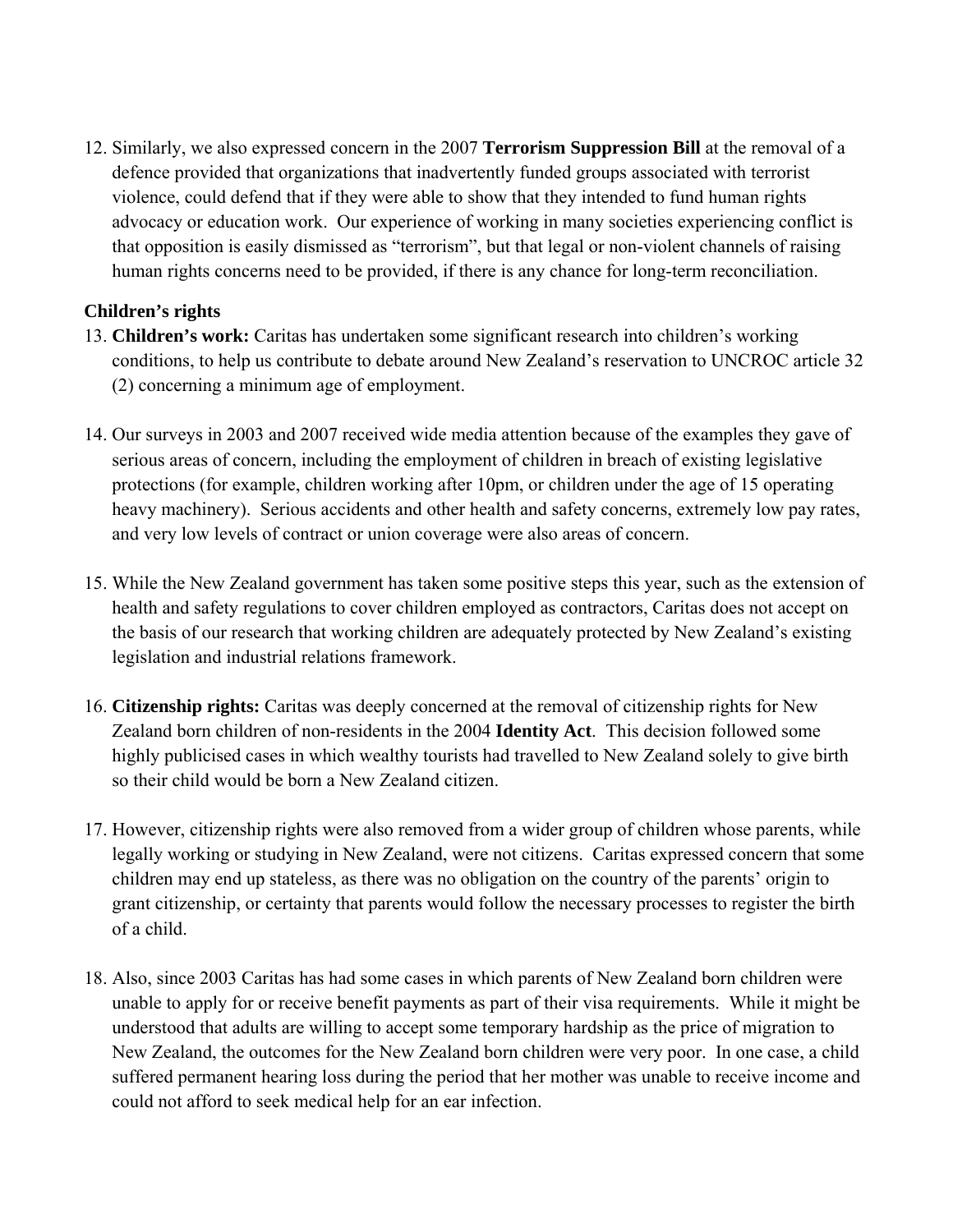12. Similarly, we also expressed concern in the 2007 **Terrorism Suppression Bill** at the removal of a defence provided that organizations that inadvertently funded groups associated with terrorist violence, could defend that if they were able to show that they intended to fund human rights advocacy or education work. Our experience of working in many societies experiencing conflict is that opposition is easily dismissed as "terrorism", but that legal or non-violent channels of raising human rights concerns need to be provided, if there is any chance for long-term reconciliation.

**Children's rights**

13. **Children's work:** Caritas has undertaken some significant research into children's working conditions, to help us contribute to debate around New Zealand's reservation to UNCROC article 32 (2) concerning a minimum age of employment.

14. Our surveys in 2003 and 2007 received wide media attention because of the examples they gave of serious areas of concern, including the employment of children in breach of existing legislative protections (for example, children working after 10pm, or children under the age of 15 operating heavy machinery). Serious accidents and other health and safety concerns, extremely low pay rates, and very low levels of contract or union coverage were also areas of concern.

15. While the New Zealand government has taken some positive steps this year, such as the extension of health and safety regulations to cover children employed as contractors, Caritas does not accept on the basis of our research that working children are adequately protected by New Zealand's existing legislation and industrial relations framework.

16. **Citizenship rights:** Caritas was deeply concerned at the removal of citizenship rights for New Zealand born children of non-residents in the 2004 **Identity Act**. This decision followed some highly publicised cases in which wealthy tourists had travelled to New Zealand solely to give birth so their child would be born a New Zealand citizen.

17. However, citizenship rights were also removed from a wider group of children whose parents, while legally working or studying in New Zealand, were not citizens. Caritas expressed concern that some children may end up stateless, as there was no obligation on the country of the parents' origin to grant citizenship, or certainty that parents would follow the necessary processes to register the birth of a child.

18. Also, since 2003 Caritas has had some cases in which parents of New Zealand born children were unable to apply for or receive benefit payments as part of their visa requirements. While it might be understood that adults are willing to accept some temporary hardship as the price of migration to New Zealand, the outcomes for the New Zealand born children were very poor. In one case, a child suffered permanent hearing loss during the period that her mother was unable to receive income and could not afford to seek medical help for an ear infection.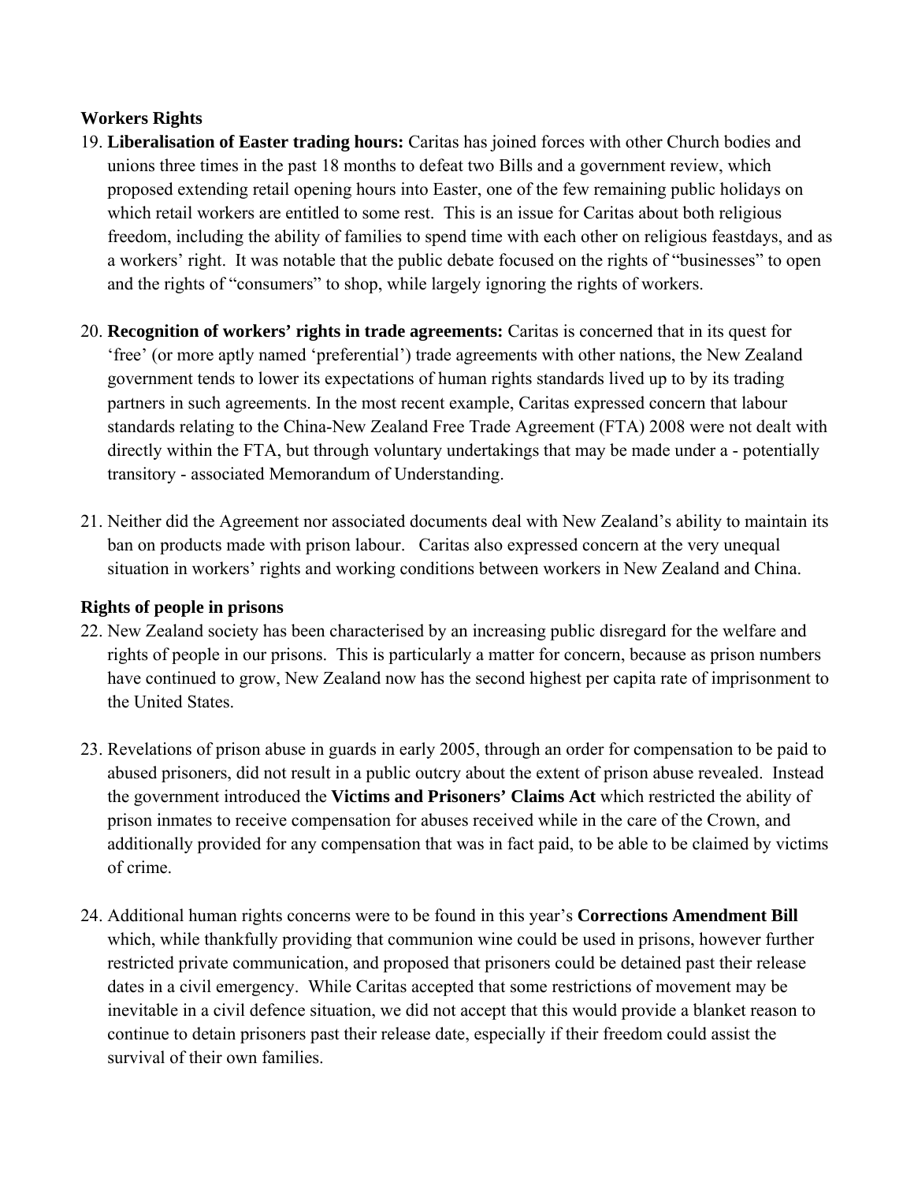**Workers Rights**

19. **Liberalisation of Easter trading hours:** Caritas has joined forces with other Church bodies and unions three times in the past 18 months to defeat two Bills and a government review, which proposed extending retail opening hours into Easter, one of the few remaining public holidays on which retail workers are entitled to some rest. This is an issue for Caritas about both religious freedom, including the ability of families to spend time with each other on religious feastdays, and as a workers' right. It was notable that the public debate focused on the rights of "businesses" to open and the rights of "consumers" to shop, while largely ignoring the rights of workers.

20. **Recognition of workers' rights in trade agreements:** Caritas is concerned that in its quest for 'free' (or more aptly named 'preferential') trade agreements with other nations, the New Zealand government tends to lower its expectations of human rights standards lived up to by its trading partners in such agreements. In the most recent example, Caritas expressed concern that labour standards relating to the China-New Zealand Free Trade Agreement (FTA) 2008 were not dealt with directly within the FTA, but through voluntary undertakings that may be made under a - potentially transitory - associated Memorandum of Understanding.

21. Neither did the Agreement nor associated documents deal with New Zealand's ability to maintain its ban on products made with prison labour. Caritas also expressed concern at the very unequal situation in workers' rights and working conditions between workers in New Zealand and China.

**Rights of people in prisons**

22. New Zealand society has been characterised by an increasing public disregard for the welfare and rights of people in our prisons. This is particularly a matter for concern, because as prison numbers have continued to grow, New Zealand now has the second highest per capita rate of imprisonment to the United States.

23. Revelations of prison abuse in guards in early 2005, through an order for compensation to be paid to abused prisoners, did not result in a public outcry about the extent of prison abuse revealed. Instead the government introduced the **Victims and Prisoners' Claims Act** which restricted the ability of prison inmates to receive compensation for abuses received while in the care of the Crown, and additionally provided for any compensation that was in fact paid, to be able to be claimed by victims of crime.

24. Additional human rights concerns were to be found in this year's **Corrections Amendment Bill** which, while thankfully providing that communion wine could be used in prisons, however further restricted private communication, and proposed that prisoners could be detained past their release dates in a civil emergency. While Caritas accepted that some restrictions of movement may be inevitable in a civil defence situation, we did not accept that this would provide a blanket reason to continue to detain prisoners past their release date, especially if their freedom could assist the survival of their own families.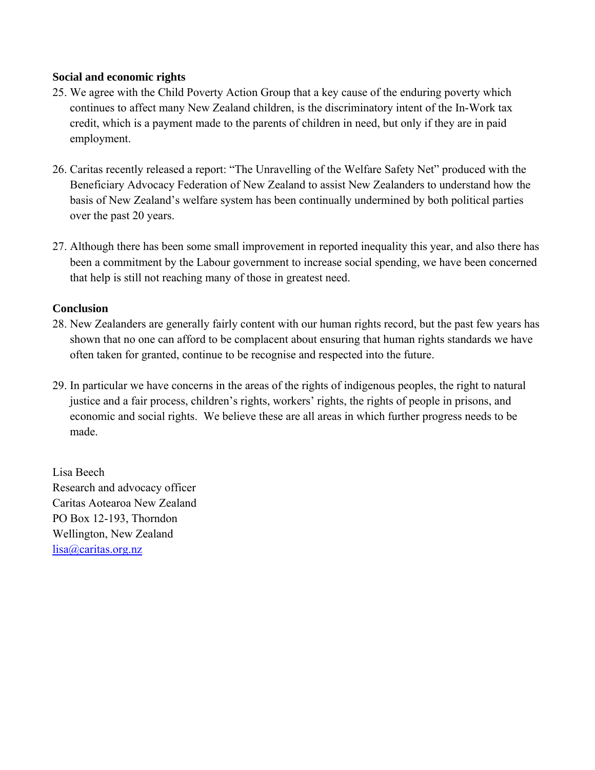**Social and economic rights**

25. We agree with the Child Poverty Action Group that a key cause of the enduring poverty which continues to affect many New Zealand children, is the discriminatory intent of the In-Work tax credit, which is a payment made to the parents of children in need, but only if they are in paid employment.

26. Caritas recently released a report: "The Unravelling of the Welfare Safety Net" produced with the Beneficiary Advocacy Federation of New Zealand to assist New Zealanders to understand how the basis of New Zealand's welfare system has been continually undermined by both political parties over the past 20 years.

27. Although there has been some small improvement in reported inequality this year, and also there has been a commitment by the Labour government to increase social spending, we have been concerned that help is still not reaching many of those in greatest need.

**Conclusion**

28. New Zealanders are generally fairly content with our human rights record, but the past few years has shown that no one can afford to be complacent about ensuring that human rights standards we have often taken for granted, continue to be recognise and respected into the future.

29. In particular we have concerns in the areas of the rights of indigenous peoples, the right to natural justice and a fair process, children's rights, workers' rights, the rights of people in prisons, and economic and social rights. We believe these are all areas in which further progress needs to be made.

Lisa Beech
Research and advocacy officer
Caritas Aotearoa New Zealand
PO Box 12-193, Thorndon
Wellington, New Zealand
lisa@caritas.org.nz